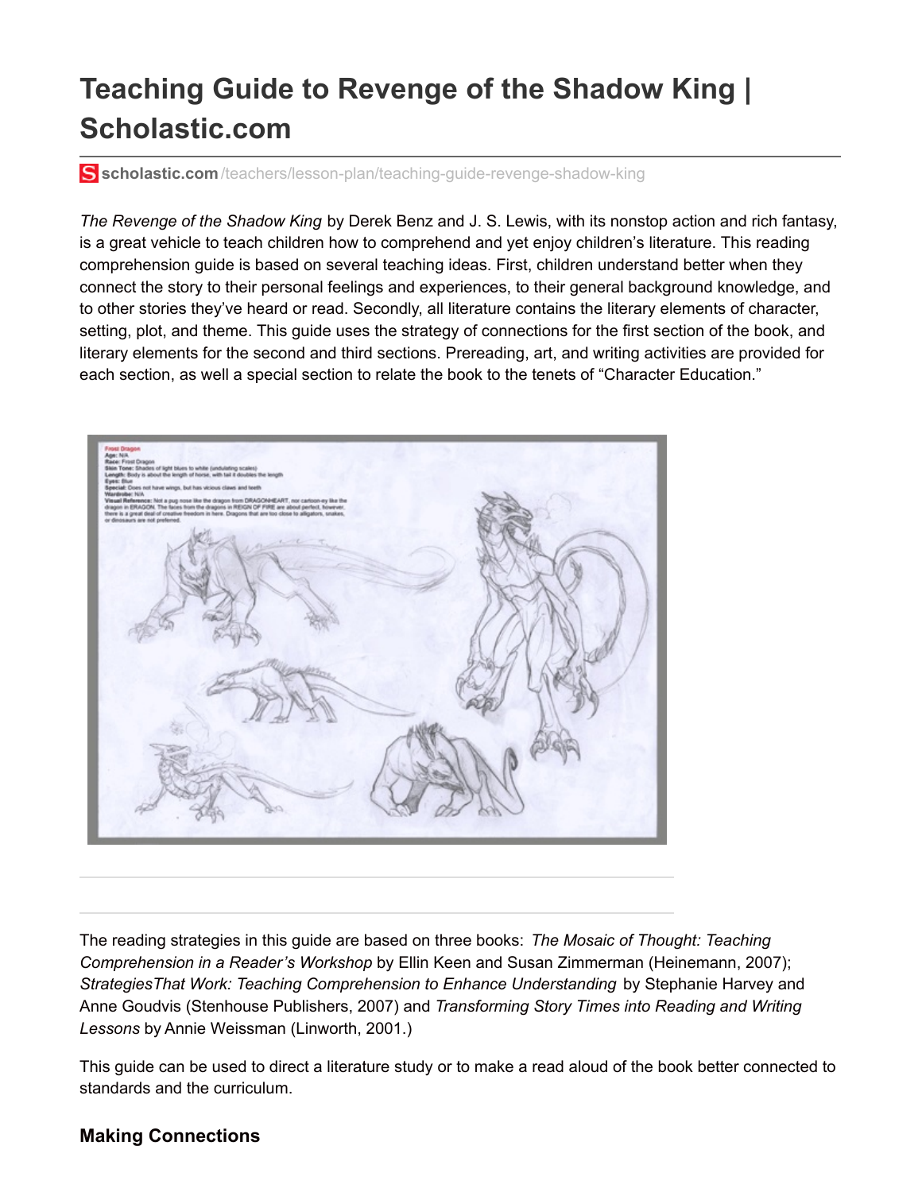# Teaching Guide to Revenge of the Shadow King | Scholastic.com

scholastic.com/teachers/lesson-plan/teaching-guide-revenge-shadow-king

*The Revenge of the Shadow King* by Derek Benz and J. S. Lewis, with its nonstop action and rich fantasy, is a great vehicle to teach children how to comprehend and yet enjoy children's literature. This reading comprehension guide is based on several teaching ideas. First, children understand better when they connect the story to their personal feelings and experiences, to their general background knowledge, and to other stories they've heard or read. Secondly, all literature contains the literary elements of character, setting, plot, and theme. This guide uses the strategy of connections for the first section of the book, and literary elements for the second and third sections. Prereading, art, and writing activities are provided for each section, as well a special section to relate the book to the tenets of "Character Education."

The reading strategies in this guide are based on three books: *The Mosaic of Thought: Teaching Comprehension in a Reader's Workshop* by Ellin Keen and Susan Zimmerman (Heinemann, 2007); *StrategiesThat Work: Teaching Comprehension to Enhance Understanding* by Stephanie Harvey and Anne Goudvis (Stenhouse Publishers, 2007) and *Transforming Story Times into Reading and Writing Lessons* by Annie Weissman (Linworth, 2001.)

This guide can be used to direct a literature study or to make a read aloud of the book better connected to standards and the curriculum.

### Making Connections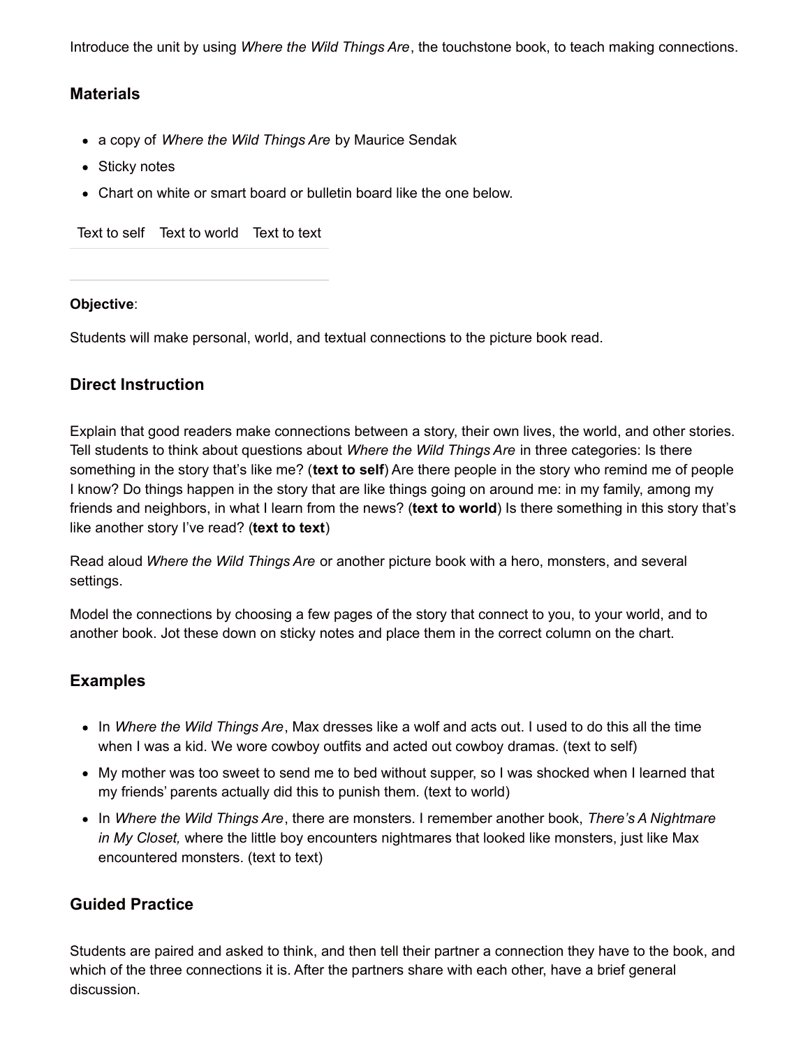Introduce the unit by using *Where the Wild Things Are*, the touchstone book, to teach making connections.

### Materials

- a copy of *Where the Wild Things Are* by Maurice Sendak
- Sticky notes
- Chart on white or smart board or bulletin board like the one below.

| Text to self | Text to world | Text to text |
| --- | --- | --- |
| | | |

**Objective**:

Students will make personal, world, and textual connections to the picture book read.

### Direct Instruction

Explain that good readers make connections between a story, their own lives, the world, and other stories. Tell students to think about questions about *Where the Wild Things Are* in three categories: Is there something in the story that's like me? (**text to self**) Are there people in the story who remind me of people I know? Do things happen in the story that are like things going on around me: in my family, among my friends and neighbors, in what I learn from the news? (**text to world**) Is there something in this story that's like another story I've read? (**text to text**)

Read aloud *Where the Wild Things Are* or another picture book with a hero, monsters, and several settings.

Model the connections by choosing a few pages of the story that connect to you, to your world, and to another book. Jot these down on sticky notes and place them in the correct column on the chart.

### Examples

- In *Where the Wild Things Are*, Max dresses like a wolf and acts out. I used to do this all the time when I was a kid. We wore cowboy outfits and acted out cowboy dramas. (text to self)
- My mother was too sweet to send me to bed without supper, so I was shocked when I learned that my friends' parents actually did this to punish them. (text to world)
- In *Where the Wild Things Are*, there are monsters. I remember another book, *There's A Nightmare in My Closet,* where the little boy encounters nightmares that looked like monsters, just like Max encountered monsters. (text to text)

### Guided Practice

Students are paired and asked to think, and then tell their partner a connection they have to the book, and which of the three connections it is. After the partners share with each other, have a brief general discussion.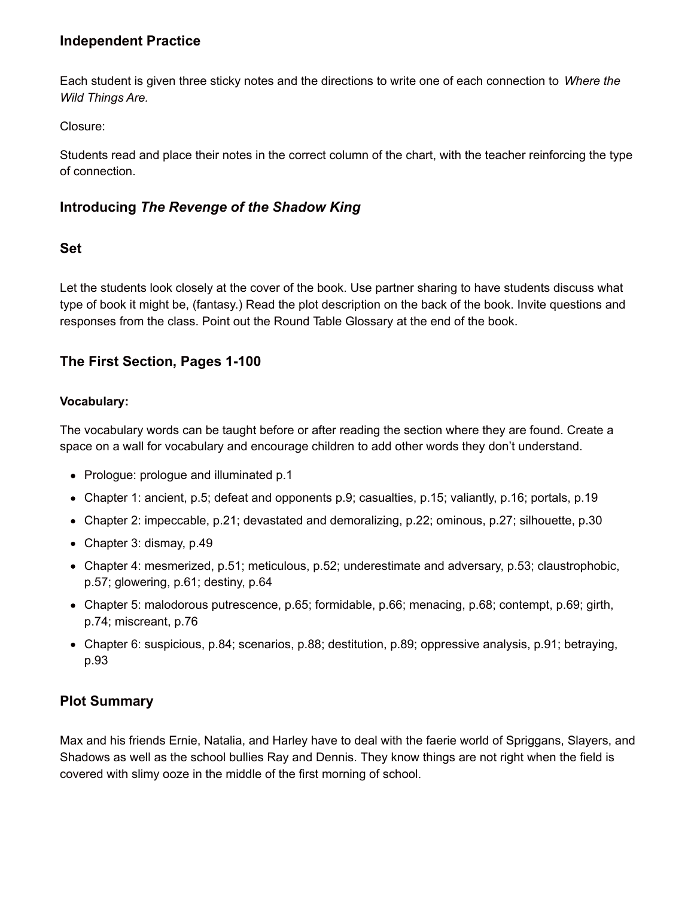### Independent Practice

Each student is given three sticky notes and the directions to write one of each connection to *Where the Wild Things Are.*

Closure:

Students read and place their notes in the correct column of the chart, with the teacher reinforcing the type of connection.

## Introducing *The Revenge of the Shadow King*

### Set

Let the students look closely at the cover of the book. Use partner sharing to have students discuss what type of book it might be, (fantasy.) Read the plot description on the back of the book. Invite questions and responses from the class. Point out the Round Table Glossary at the end of the book.

## The First Section, Pages 1-100

#### Vocabulary:

The vocabulary words can be taught before or after reading the section where they are found. Create a space on a wall for vocabulary and encourage children to add other words they don't understand.

- Prologue: prologue and illuminated p.1
- Chapter 1: ancient, p.5; defeat and opponents p.9; casualties, p.15; valiantly, p.16; portals, p.19
- Chapter 2: impeccable, p.21; devastated and demoralizing, p.22; ominous, p.27; silhouette, p.30
- Chapter 3: dismay, p.49
- Chapter 4: mesmerized, p.51; meticulous, p.52; underestimate and adversary, p.53; claustrophobic, p.57; glowering, p.61; destiny, p.64
- Chapter 5: malodorous putrescence, p.65; formidable, p.66; menacing, p.68; contempt, p.69; girth, p.74; miscreant, p.76
- Chapter 6: suspicious, p.84; scenarios, p.88; destitution, p.89; oppressive analysis, p.91; betraying, p.93

## Plot Summary

Max and his friends Ernie, Natalia, and Harley have to deal with the faerie world of Spriggans, Slayers, and Shadows as well as the school bullies Ray and Dennis. They know things are not right when the field is covered with slimy ooze in the middle of the first morning of school.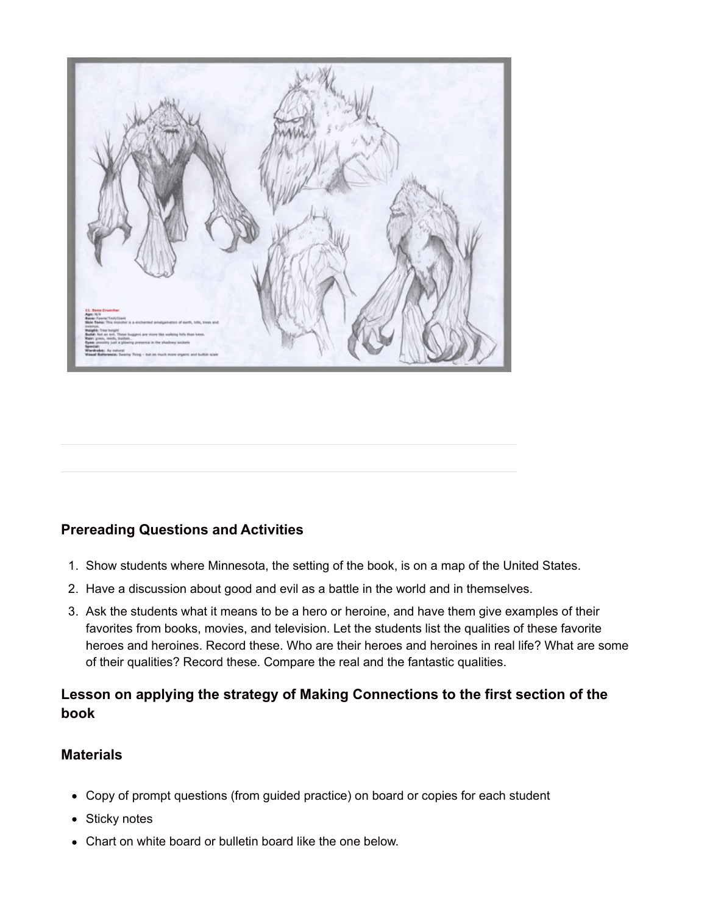## Prereading Questions and Activities

1. Show students where Minnesota, the setting of the book, is on a map of the United States.
2. Have a discussion about good and evil as a battle in the world and in themselves.
3. Ask the students what it means to be a hero or heroine, and have them give examples of their favorites from books, movies, and television. Let the students list the qualities of these favorite heroes and heroines. Record these. Who are their heroes and heroines in real life? What are some of their qualities? Record these. Compare the real and the fantastic qualities.

## Lesson on applying the strategy of Making Connections to the first section of the book

## Materials

- Copy of prompt questions (from guided practice) on board or copies for each student
- Sticky notes
- Chart on white board or bulletin board like the one below.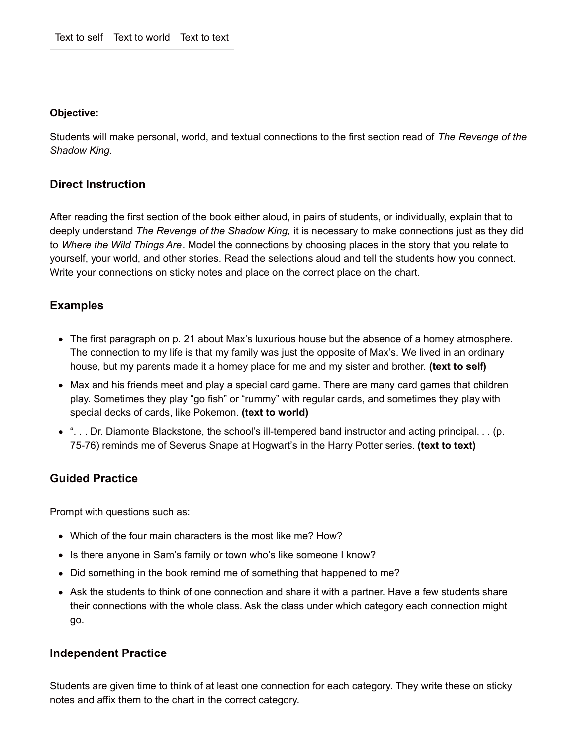| Text to self | Text to world | Text to text |
| --- | --- | --- |
| | | |

**Objective:**

Students will make personal, world, and textual connections to the first section read of *The Revenge of the Shadow King.*

## Direct Instruction

After reading the first section of the book either aloud, in pairs of students, or individually, explain that to deeply understand *The Revenge of the Shadow King,* it is necessary to make connections just as they did to *Where the Wild Things Are*. Model the connections by choosing places in the story that you relate to yourself, your world, and other stories. Read the selections aloud and tell the students how you connect. Write your connections on sticky notes and place on the correct place on the chart.

## Examples

- The first paragraph on p. 21 about Max's luxurious house but the absence of a homey atmosphere. The connection to my life is that my family was just the opposite of Max's. We lived in an ordinary house, but my parents made it a homey place for me and my sister and brother. **(text to self)**
- Max and his friends meet and play a special card game. There are many card games that children play. Sometimes they play "go fish" or "rummy" with regular cards, and sometimes they play with special decks of cards, like Pokemon. **(text to world)**
- ". . . Dr. Diamonte Blackstone, the school's ill-tempered band instructor and acting principal. . . (p. 75-76) reminds me of Severus Snape at Hogwart's in the Harry Potter series. **(text to text)**

## Guided Practice

Prompt with questions such as:

- Which of the four main characters is the most like me? How?
- Is there anyone in Sam's family or town who's like someone I know?
- Did something in the book remind me of something that happened to me?
- Ask the students to think of one connection and share it with a partner. Have a few students share their connections with the whole class. Ask the class under which category each connection might go.

## Independent Practice

Students are given time to think of at least one connection for each category. They write these on sticky notes and affix them to the chart in the correct category.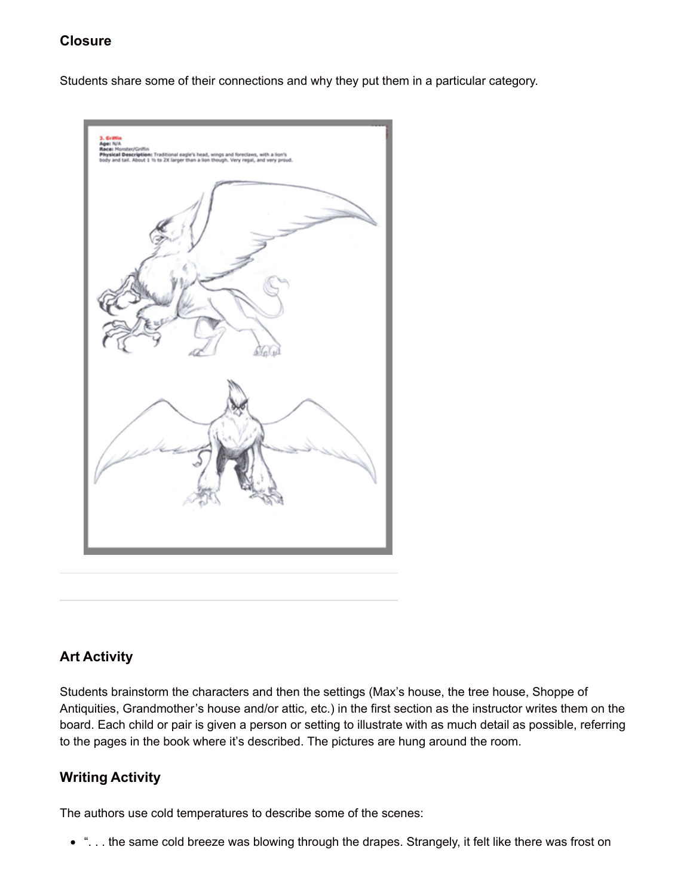## Closure

Students share some of their connections and why they put them in a particular category.

## Art Activity

Students brainstorm the characters and then the settings (Max's house, the tree house, Shoppe of Antiquities, Grandmother's house and/or attic, etc.) in the first section as the instructor writes them on the board. Each child or pair is given a person or setting to illustrate with as much detail as possible, referring to the pages in the book where it's described. The pictures are hung around the room.

## Writing Activity

The authors use cold temperatures to describe some of the scenes:

- ". . . the same cold breeze was blowing through the drapes. Strangely, it felt like there was frost on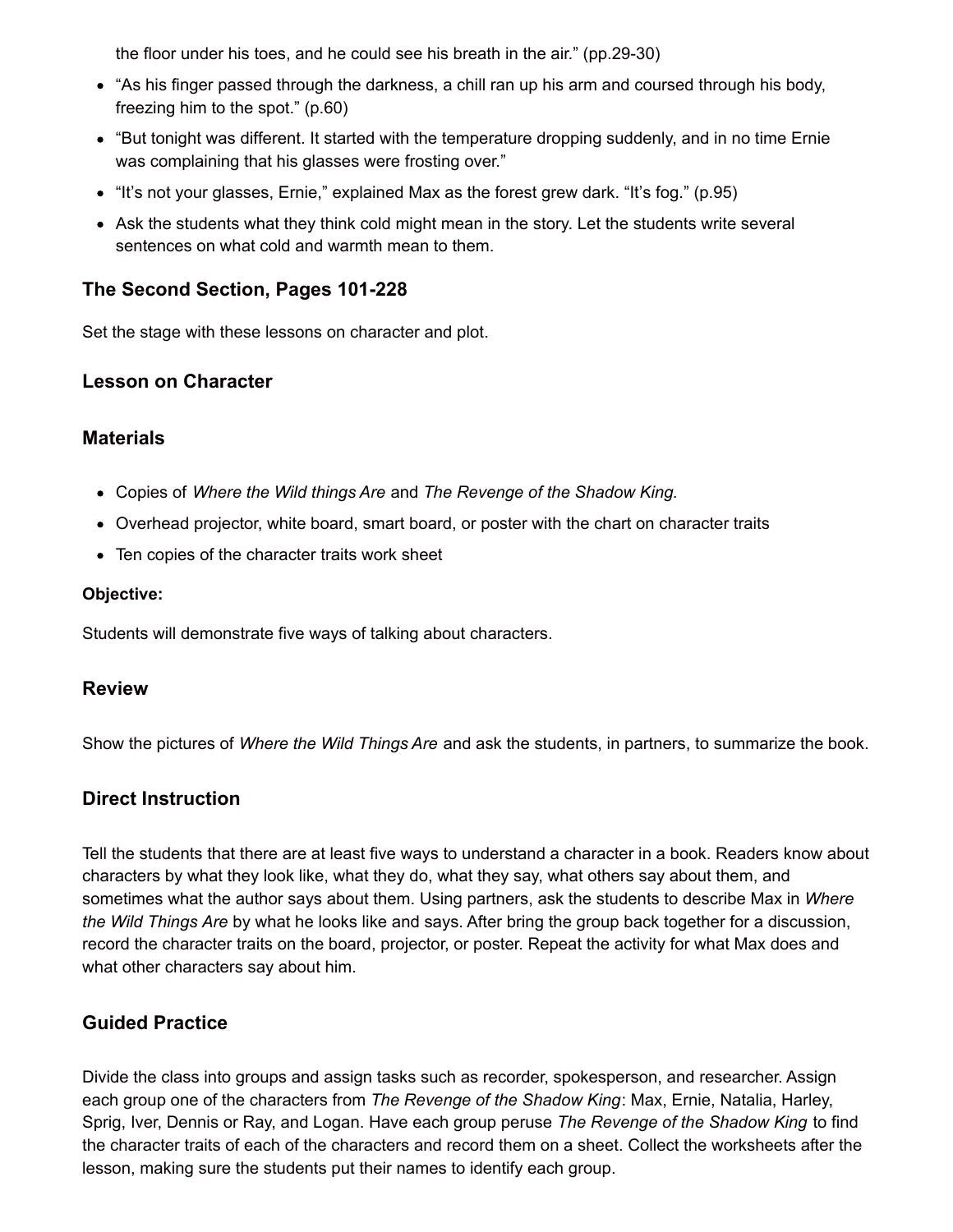the floor under his toes, and he could see his breath in the air." (pp.29-30)

- "As his finger passed through the darkness, a chill ran up his arm and coursed through his body, freezing him to the spot." (p.60)
- "But tonight was different. It started with the temperature dropping suddenly, and in no time Ernie was complaining that his glasses were frosting over."
- "It's not your glasses, Ernie," explained Max as the forest grew dark. "It's fog." (p.95)
- Ask the students what they think cold might mean in the story. Let the students write several sentences on what cold and warmth mean to them.

### The Second Section, Pages 101-228

Set the stage with these lessons on character and plot.

### Lesson on Character

### Materials

- Copies of *Where the Wild things Are* and *The Revenge of the Shadow King.*
- Overhead projector, white board, smart board, or poster with the chart on character traits
- Ten copies of the character traits work sheet

**Objective:**

Students will demonstrate five ways of talking about characters.

### Review

Show the pictures of *Where the Wild Things Are* and ask the students, in partners, to summarize the book.

### Direct Instruction

Tell the students that there are at least five ways to understand a character in a book. Readers know about characters by what they look like, what they do, what they say, what others say about them, and sometimes what the author says about them. Using partners, ask the students to describe Max in *Where the Wild Things Are* by what he looks like and says. After bring the group back together for a discussion, record the character traits on the board, projector, or poster. Repeat the activity for what Max does and what other characters say about him.

### Guided Practice

Divide the class into groups and assign tasks such as recorder, spokesperson, and researcher. Assign each group one of the characters from *The Revenge of the Shadow King*: Max, Ernie, Natalia, Harley, Sprig, Iver, Dennis or Ray, and Logan. Have each group peruse *The Revenge of the Shadow King* to find the character traits of each of the characters and record them on a sheet. Collect the worksheets after the lesson, making sure the students put their names to identify each group.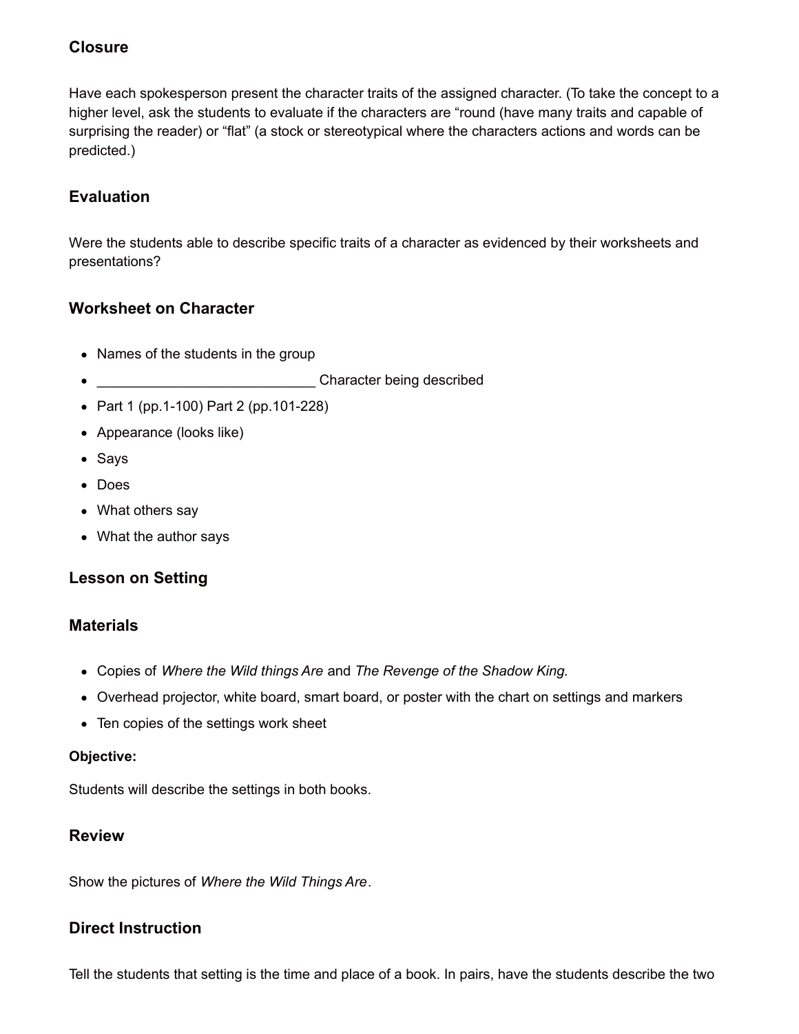## Closure

Have each spokesperson present the character traits of the assigned character. (To take the concept to a higher level, ask the students to evaluate if the characters are "round (have many traits and capable of surprising the reader) or "flat" (a stock or stereotypical where the characters actions and words can be predicted.)

## Evaluation

Were the students able to describe specific traits of a character as evidenced by their worksheets and presentations?

## Worksheet on Character

- Names of the students in the group
- ____________________________ Character being described
- Part 1 (pp.1-100) Part 2 (pp.101-228)
- Appearance (looks like)
- Says
- Does
- What others say
- What the author says

## Lesson on Setting

## Materials

- Copies of *Where the Wild things Are* and *The Revenge of the Shadow King.*
- Overhead projector, white board, smart board, or poster with the chart on settings and markers
- Ten copies of the settings work sheet

**Objective:**

Students will describe the settings in both books.

## Review

Show the pictures of *Where the Wild Things Are*.

## Direct Instruction

Tell the students that setting is the time and place of a book. In pairs, have the students describe the two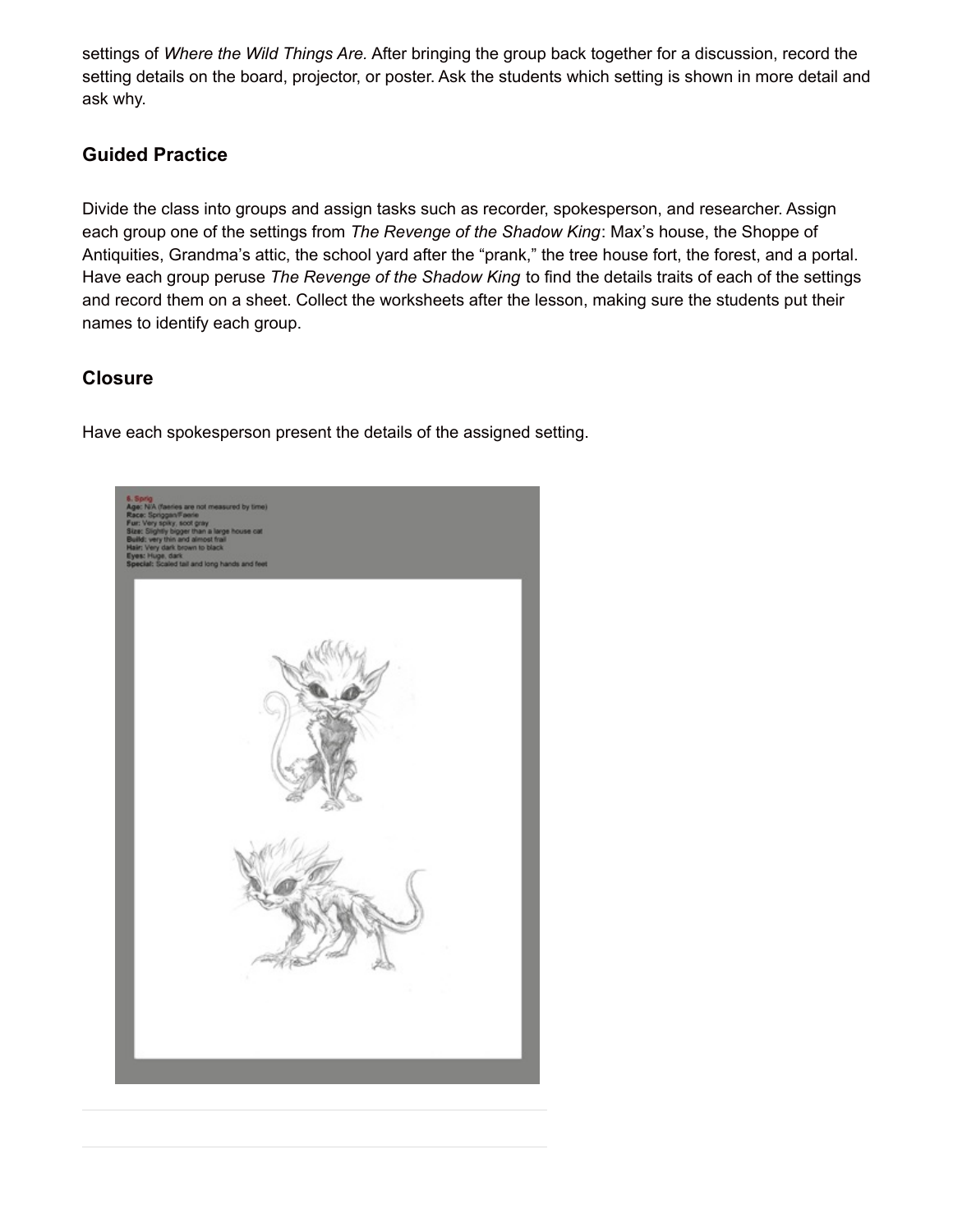settings of *Where the Wild Things Are.* After bringing the group back together for a discussion, record the setting details on the board, projector, or poster. Ask the students which setting is shown in more detail and ask why.

### Guided Practice

Divide the class into groups and assign tasks such as recorder, spokesperson, and researcher. Assign each group one of the settings from *The Revenge of the Shadow King*: Max's house, the Shoppe of Antiquities, Grandma's attic, the school yard after the "prank," the tree house fort, the forest, and a portal. Have each group peruse *The Revenge of the Shadow King* to find the details traits of each of the settings and record them on a sheet. Collect the worksheets after the lesson, making sure the students put their names to identify each group.

### Closure

Have each spokesperson present the details of the assigned setting.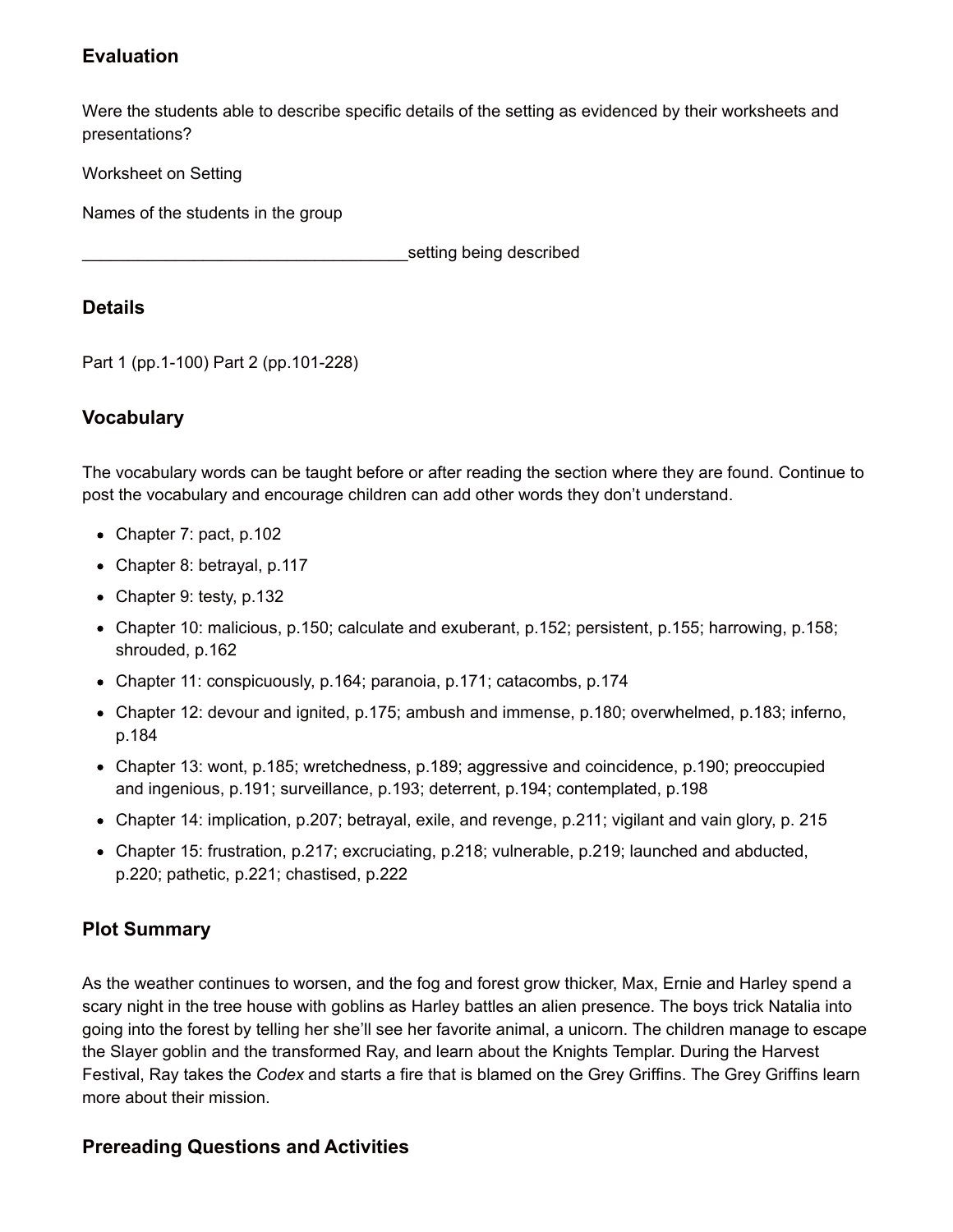### Evaluation

Were the students able to describe specific details of the setting as evidenced by their worksheets and presentations?

Worksheet on Setting

Names of the students in the group

___________________________________setting being described

### Details

Part 1 (pp.1-100) Part 2 (pp.101-228)

### Vocabulary

The vocabulary words can be taught before or after reading the section where they are found. Continue to post the vocabulary and encourage children can add other words they don't understand.

- Chapter 7: pact, p.102
- Chapter 8: betrayal, p.117
- Chapter 9: testy, p.132
- Chapter 10: malicious, p.150; calculate and exuberant, p.152; persistent, p.155; harrowing, p.158; shrouded, p.162
- Chapter 11: conspicuously, p.164; paranoia, p.171; catacombs, p.174
- Chapter 12: devour and ignited, p.175; ambush and immense, p.180; overwhelmed, p.183; inferno, p.184
- Chapter 13: wont, p.185; wretchedness, p.189; aggressive and coincidence, p.190; preoccupied and ingenious, p.191; surveillance, p.193; deterrent, p.194; contemplated, p.198
- Chapter 14: implication, p.207; betrayal, exile, and revenge, p.211; vigilant and vain glory, p. 215
- Chapter 15: frustration, p.217; excruciating, p.218; vulnerable, p.219; launched and abducted, p.220; pathetic, p.221; chastised, p.222

### Plot Summary

As the weather continues to worsen, and the fog and forest grow thicker, Max, Ernie and Harley spend a scary night in the tree house with goblins as Harley battles an alien presence. The boys trick Natalia into going into the forest by telling her she'll see her favorite animal, a unicorn. The children manage to escape the Slayer goblin and the transformed Ray, and learn about the Knights Templar. During the Harvest Festival, Ray takes the *Codex* and starts a fire that is blamed on the Grey Griffins. The Grey Griffins learn more about their mission.

### Prereading Questions and Activities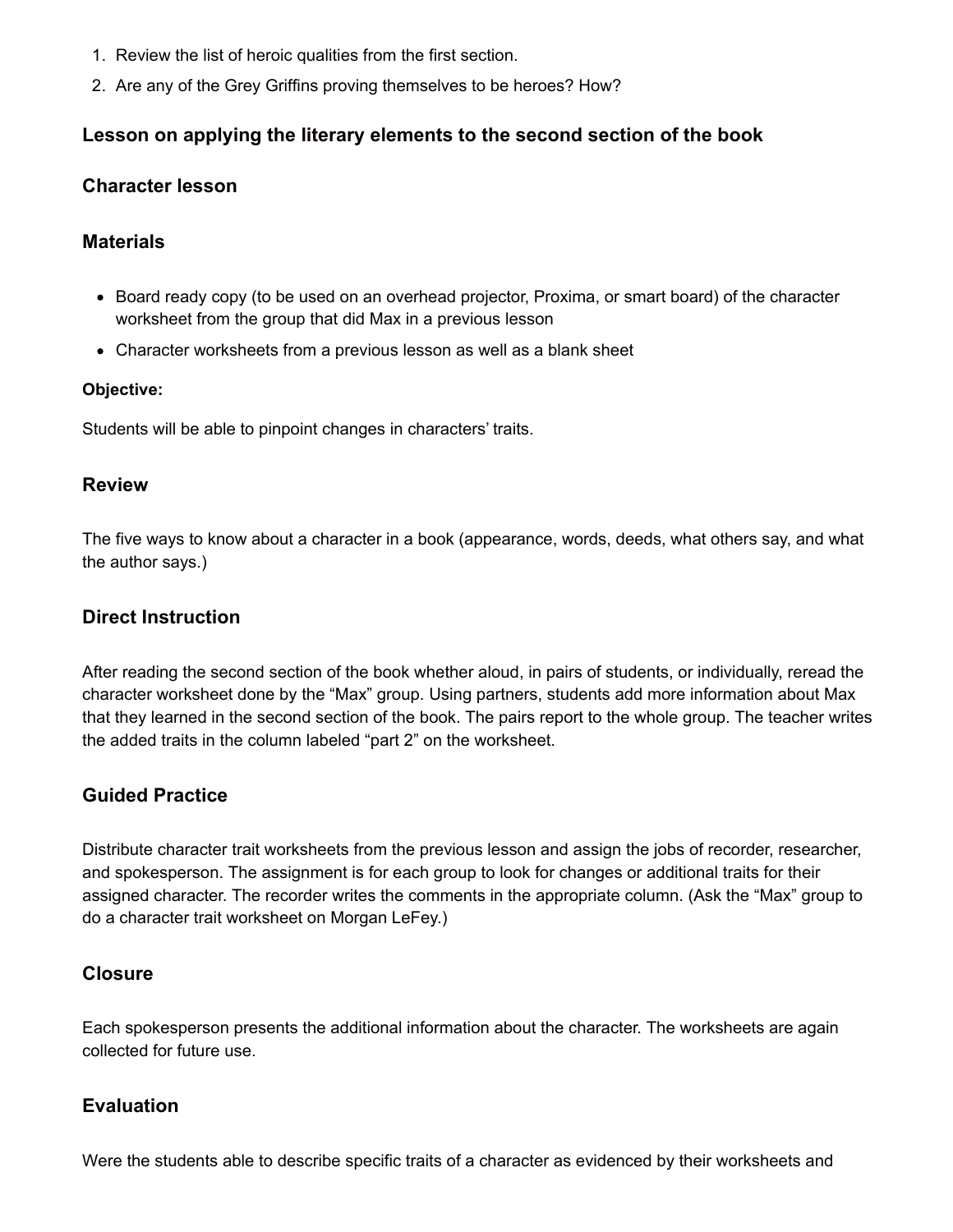1. Review the list of heroic qualities from the first section.
2. Are any of the Grey Griffins proving themselves to be heroes? How?

### Lesson on applying the literary elements to the second section of the book

### Character lesson

### Materials

- Board ready copy (to be used on an overhead projector, Proxima, or smart board) of the character worksheet from the group that did Max in a previous lesson
- Character worksheets from a previous lesson as well as a blank sheet

**Objective:**

Students will be able to pinpoint changes in characters' traits.

### Review

The five ways to know about a character in a book (appearance, words, deeds, what others say, and what the author says.)

### Direct Instruction

After reading the second section of the book whether aloud, in pairs of students, or individually, reread the character worksheet done by the "Max" group. Using partners, students add more information about Max that they learned in the second section of the book. The pairs report to the whole group. The teacher writes the added traits in the column labeled "part 2" on the worksheet.

### Guided Practice

Distribute character trait worksheets from the previous lesson and assign the jobs of recorder, researcher, and spokesperson. The assignment is for each group to look for changes or additional traits for their assigned character. The recorder writes the comments in the appropriate column. (Ask the "Max" group to do a character trait worksheet on Morgan LeFey.)

### Closure

Each spokesperson presents the additional information about the character. The worksheets are again collected for future use.

### Evaluation

Were the students able to describe specific traits of a character as evidenced by their worksheets and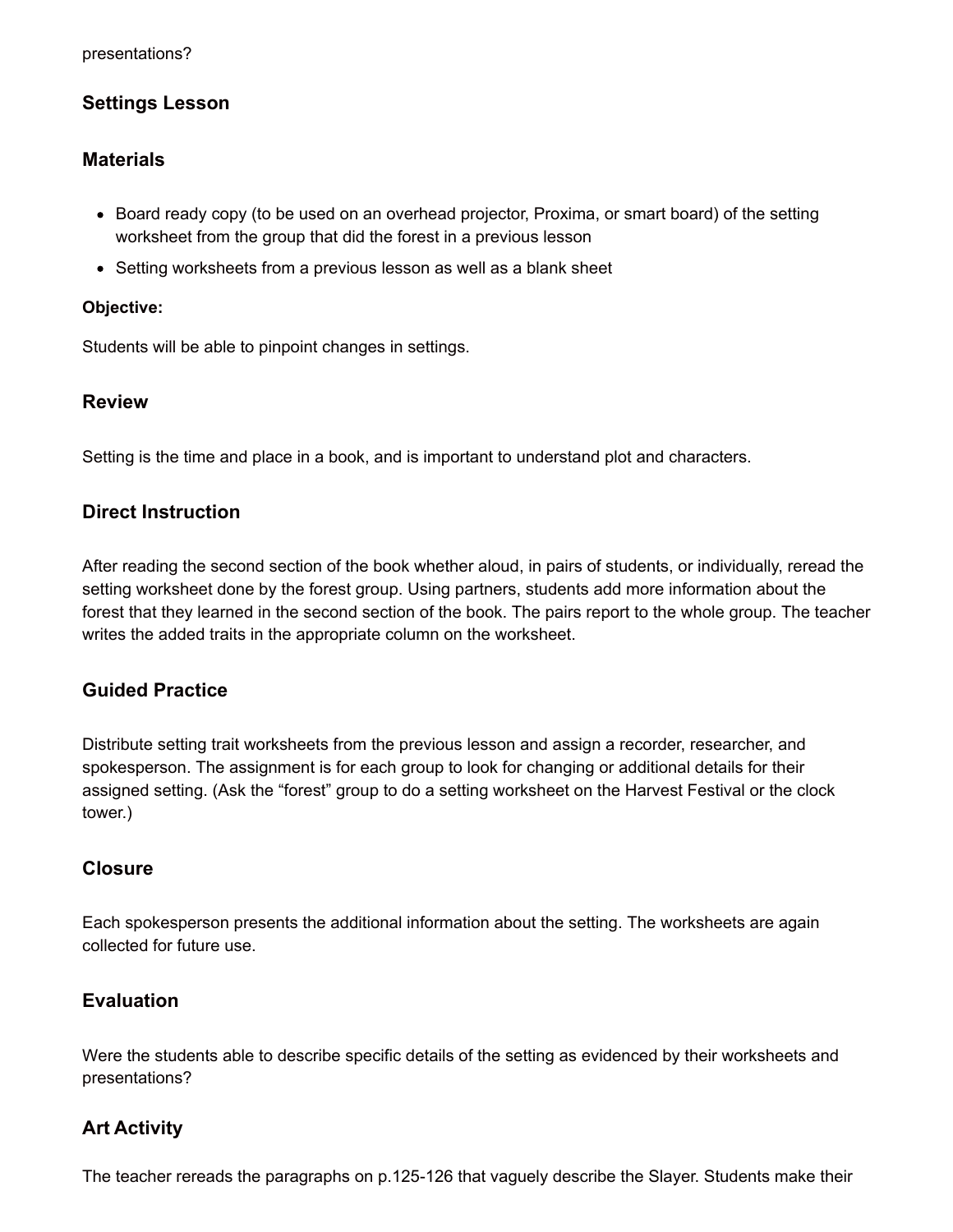presentations?

## Settings Lesson

## Materials

- Board ready copy (to be used on an overhead projector, Proxima, or smart board) of the setting worksheet from the group that did the forest in a previous lesson
- Setting worksheets from a previous lesson as well as a blank sheet

#### Objective:

Students will be able to pinpoint changes in settings.

## Review

Setting is the time and place in a book, and is important to understand plot and characters.

## Direct Instruction

After reading the second section of the book whether aloud, in pairs of students, or individually, reread the setting worksheet done by the forest group. Using partners, students add more information about the forest that they learned in the second section of the book. The pairs report to the whole group. The teacher writes the added traits in the appropriate column on the worksheet.

## Guided Practice

Distribute setting trait worksheets from the previous lesson and assign a recorder, researcher, and spokesperson. The assignment is for each group to look for changing or additional details for their assigned setting. (Ask the "forest" group to do a setting worksheet on the Harvest Festival or the clock tower.)

## Closure

Each spokesperson presents the additional information about the setting. The worksheets are again collected for future use.

## Evaluation

Were the students able to describe specific details of the setting as evidenced by their worksheets and presentations?

## Art Activity

The teacher rereads the paragraphs on p.125-126 that vaguely describe the Slayer. Students make their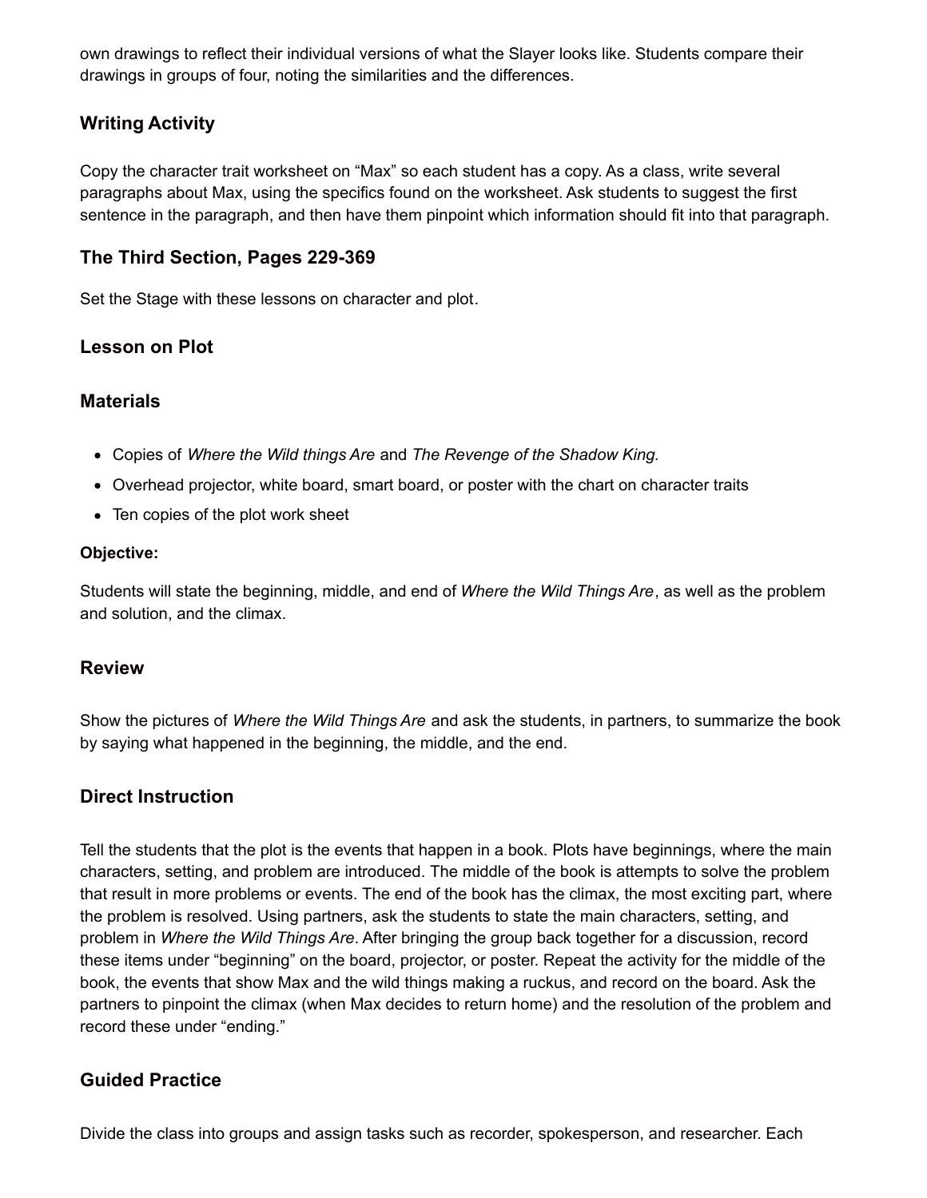own drawings to reflect their individual versions of what the Slayer looks like. Students compare their drawings in groups of four, noting the similarities and the differences.

## Writing Activity

Copy the character trait worksheet on "Max" so each student has a copy. As a class, write several paragraphs about Max, using the specifics found on the worksheet. Ask students to suggest the first sentence in the paragraph, and then have them pinpoint which information should fit into that paragraph.

## The Third Section, Pages 229-369

Set the Stage with these lessons on character and plot.

## Lesson on Plot

## Materials

- Copies of *Where the Wild things Are* and *The Revenge of the Shadow King.*
- Overhead projector, white board, smart board, or poster with the chart on character traits
- Ten copies of the plot work sheet

#### Objective:

Students will state the beginning, middle, and end of *Where the Wild Things Are*, as well as the problem and solution, and the climax.

## Review

Show the pictures of *Where the Wild Things Are* and ask the students, in partners, to summarize the book by saying what happened in the beginning, the middle, and the end.

## Direct Instruction

Tell the students that the plot is the events that happen in a book. Plots have beginnings, where the main characters, setting, and problem are introduced. The middle of the book is attempts to solve the problem that result in more problems or events. The end of the book has the climax, the most exciting part, where the problem is resolved. Using partners, ask the students to state the main characters, setting, and problem in *Where the Wild Things Are*. After bringing the group back together for a discussion, record these items under "beginning" on the board, projector, or poster. Repeat the activity for the middle of the book, the events that show Max and the wild things making a ruckus, and record on the board. Ask the partners to pinpoint the climax (when Max decides to return home) and the resolution of the problem and record these under "ending."

## Guided Practice

Divide the class into groups and assign tasks such as recorder, spokesperson, and researcher. Each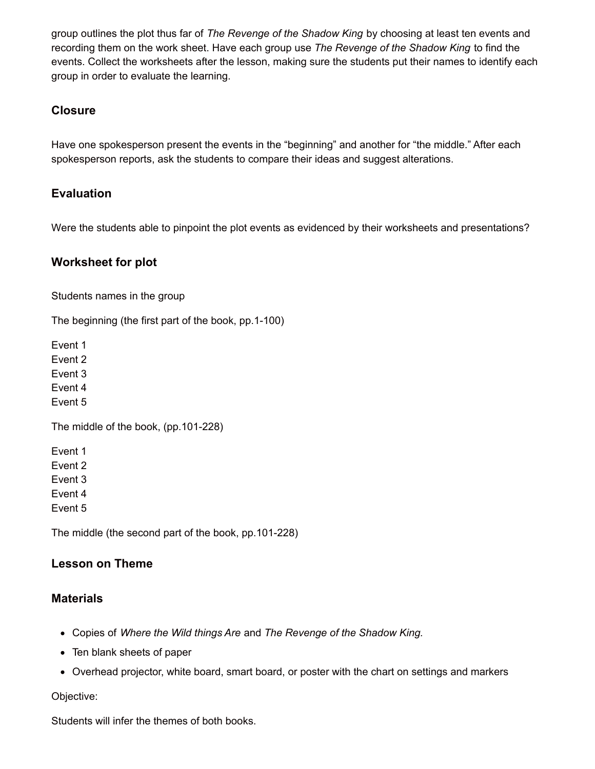group outlines the plot thus far of *The Revenge of the Shadow King* by choosing at least ten events and recording them on the work sheet. Have each group use *The Revenge of the Shadow King* to find the events. Collect the worksheets after the lesson, making sure the students put their names to identify each group in order to evaluate the learning.

### Closure

Have one spokesperson present the events in the “beginning” and another for “the middle.” After each spokesperson reports, ask the students to compare their ideas and suggest alterations.

### Evaluation

Were the students able to pinpoint the plot events as evidenced by their worksheets and presentations?

### Worksheet for plot

Students names in the group

The beginning (the first part of the book, pp.1-100)

Event 1
Event 2
Event 3
Event 4
Event 5

The middle of the book, (pp.101-228)

Event 1
Event 2
Event 3
Event 4
Event 5

The middle (the second part of the book, pp.101-228)

### Lesson on Theme

### Materials

- Copies of *Where the Wild things Are* and *The Revenge of the Shadow King.*
- Ten blank sheets of paper
- Overhead projector, white board, smart board, or poster with the chart on settings and markers

Objective:

Students will infer the themes of both books.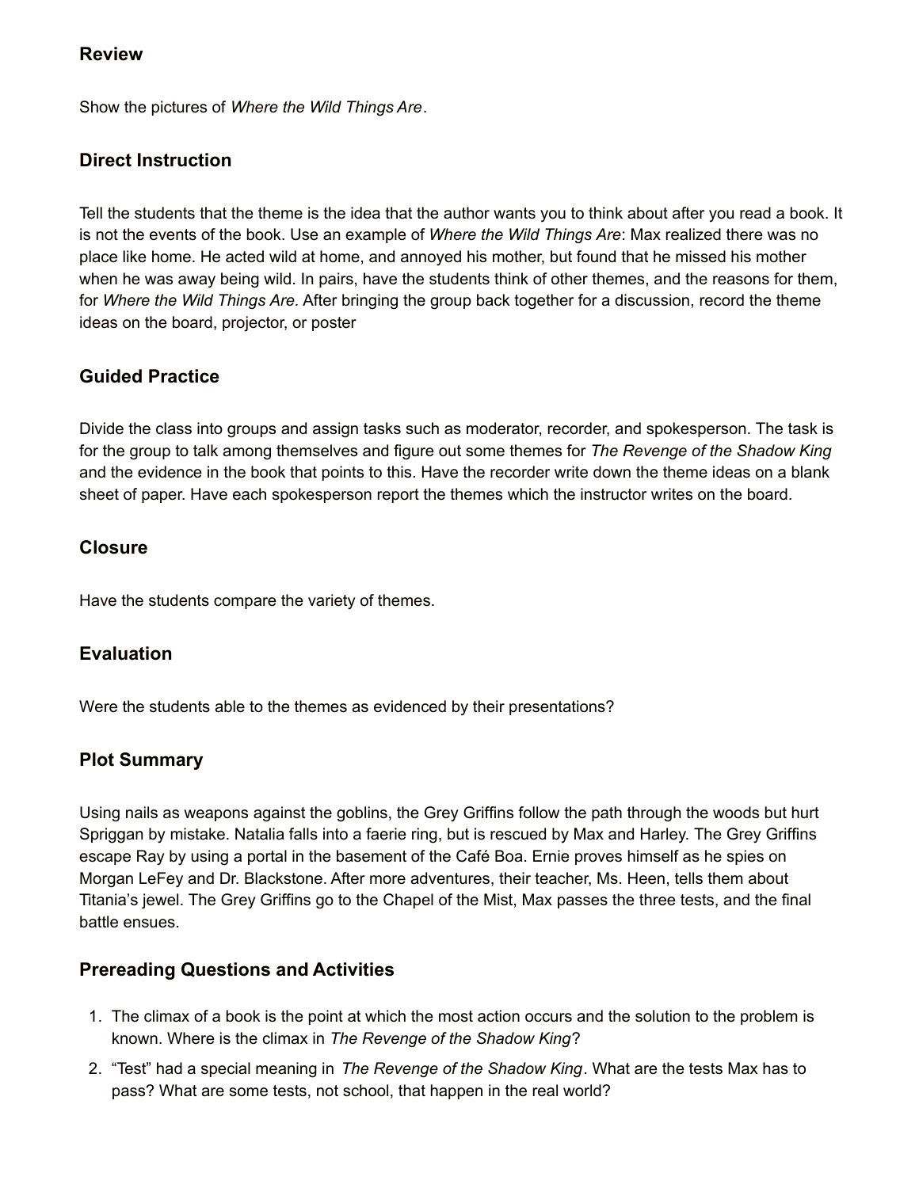## Review

Show the pictures of *Where the Wild Things Are*.

## Direct Instruction

Tell the students that the theme is the idea that the author wants you to think about after you read a book. It is not the events of the book. Use an example of *Where the Wild Things Are*: Max realized there was no place like home. He acted wild at home, and annoyed his mother, but found that he missed his mother when he was away being wild. In pairs, have the students think of other themes, and the reasons for them, for *Where the Wild Things Are.* After bringing the group back together for a discussion, record the theme ideas on the board, projector, or poster

## Guided Practice

Divide the class into groups and assign tasks such as moderator, recorder, and spokesperson. The task is for the group to talk among themselves and figure out some themes for *The Revenge of the Shadow King* and the evidence in the book that points to this. Have the recorder write down the theme ideas on a blank sheet of paper. Have each spokesperson report the themes which the instructor writes on the board.

## Closure

Have the students compare the variety of themes.

## Evaluation

Were the students able to the themes as evidenced by their presentations?

## Plot Summary

Using nails as weapons against the goblins, the Grey Griffins follow the path through the woods but hurt Spriggan by mistake. Natalia falls into a faerie ring, but is rescued by Max and Harley. The Grey Griffins escape Ray by using a portal in the basement of the Café Boa. Ernie proves himself as he spies on Morgan LeFey and Dr. Blackstone. After more adventures, their teacher, Ms. Heen, tells them about Titania's jewel. The Grey Griffins go to the Chapel of the Mist, Max passes the three tests, and the final battle ensues.

## Prereading Questions and Activities

1. The climax of a book is the point at which the most action occurs and the solution to the problem is known. Where is the climax in *The Revenge of the Shadow King*?
2. "Test" had a special meaning in *The Revenge of the Shadow King*. What are the tests Max has to pass? What are some tests, not school, that happen in the real world?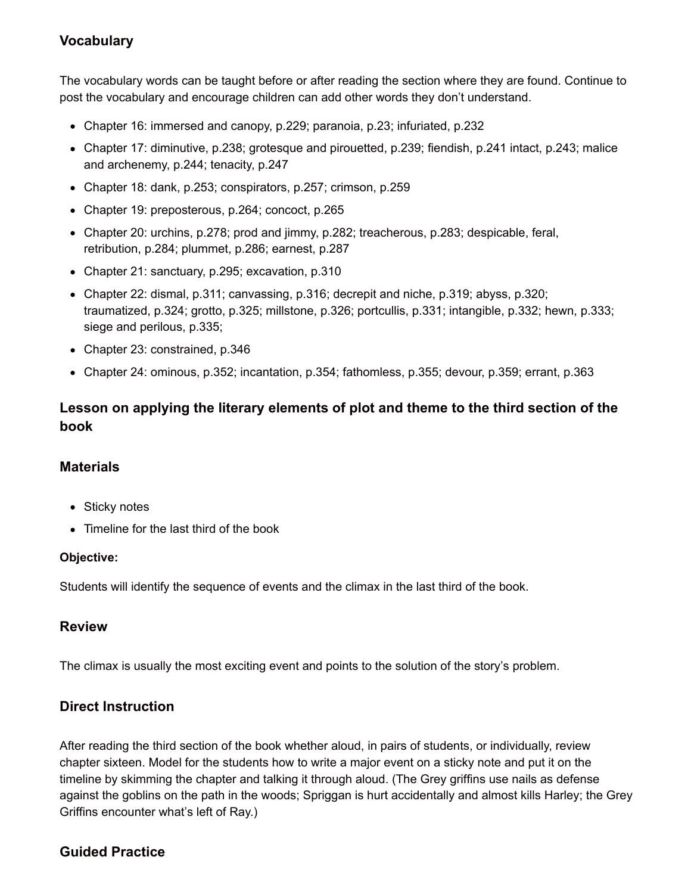## Vocabulary

The vocabulary words can be taught before or after reading the section where they are found. Continue to post the vocabulary and encourage children can add other words they don't understand.

- Chapter 16: immersed and canopy, p.229; paranoia, p.23; infuriated, p.232
- Chapter 17: diminutive, p.238; grotesque and pirouetted, p.239; fiendish, p.241 intact, p.243; malice and archenemy, p.244; tenacity, p.247
- Chapter 18: dank, p.253; conspirators, p.257; crimson, p.259
- Chapter 19: preposterous, p.264; concoct, p.265
- Chapter 20: urchins, p.278; prod and jimmy, p.282; treacherous, p.283; despicable, feral, retribution, p.284; plummet, p.286; earnest, p.287
- Chapter 21: sanctuary, p.295; excavation, p.310
- Chapter 22: dismal, p.311; canvassing, p.316; decrepit and niche, p.319; abyss, p.320; traumatized, p.324; grotto, p.325; millstone, p.326; portcullis, p.331; intangible, p.332; hewn, p.333; siege and perilous, p.335;
- Chapter 23: constrained, p.346
- Chapter 24: ominous, p.352; incantation, p.354; fathomless, p.355; devour, p.359; errant, p.363

## Lesson on applying the literary elements of plot and theme to the third section of the book

## Materials

- Sticky notes
- Timeline for the last third of the book

#### Objective:

Students will identify the sequence of events and the climax in the last third of the book.

## Review

The climax is usually the most exciting event and points to the solution of the story's problem.

## Direct Instruction

After reading the third section of the book whether aloud, in pairs of students, or individually, review chapter sixteen. Model for the students how to write a major event on a sticky note and put it on the timeline by skimming the chapter and talking it through aloud. (The Grey griffins use nails as defense against the goblins on the path in the woods; Spriggan is hurt accidentally and almost kills Harley; the Grey Griffins encounter what's left of Ray.)

## Guided Practice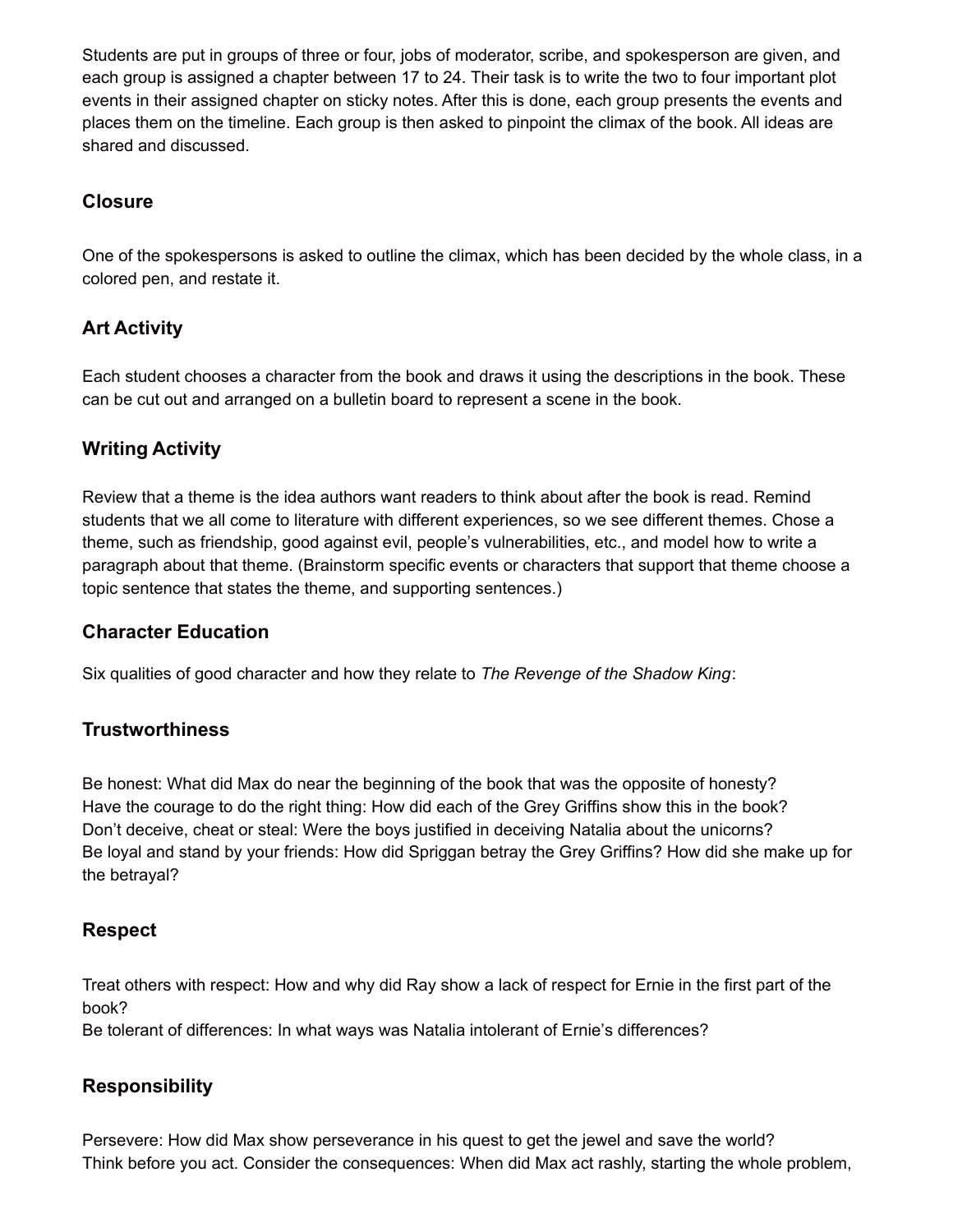Students are put in groups of three or four, jobs of moderator, scribe, and spokesperson are given, and each group is assigned a chapter between 17 to 24. Their task is to write the two to four important plot events in their assigned chapter on sticky notes. After this is done, each group presents the events and places them on the timeline. Each group is then asked to pinpoint the climax of the book. All ideas are shared and discussed.

### Closure

One of the spokespersons is asked to outline the climax, which has been decided by the whole class, in a colored pen, and restate it.

### Art Activity

Each student chooses a character from the book and draws it using the descriptions in the book. These can be cut out and arranged on a bulletin board to represent a scene in the book.

### Writing Activity

Review that a theme is the idea authors want readers to think about after the book is read. Remind students that we all come to literature with different experiences, so we see different themes. Chose a theme, such as friendship, good against evil, people's vulnerabilities, etc., and model how to write a paragraph about that theme. (Brainstorm specific events or characters that support that theme choose a topic sentence that states the theme, and supporting sentences.)

### Character Education

Six qualities of good character and how they relate to *The Revenge of the Shadow King*:

### Trustworthiness

Be honest: What did Max do near the beginning of the book that was the opposite of honesty?
Have the courage to do the right thing: How did each of the Grey Griffins show this in the book?
Don't deceive, cheat or steal: Were the boys justified in deceiving Natalia about the unicorns?
Be loyal and stand by your friends: How did Spriggan betray the Grey Griffins? How did she make up for the betrayal?

### Respect

Treat others with respect: How and why did Ray show a lack of respect for Ernie in the first part of the book?
Be tolerant of differences: In what ways was Natalia intolerant of Ernie's differences?

### Responsibility

Persevere: How did Max show perseverance in his quest to get the jewel and save the world?
Think before you act. Consider the consequences: When did Max act rashly, starting the whole problem,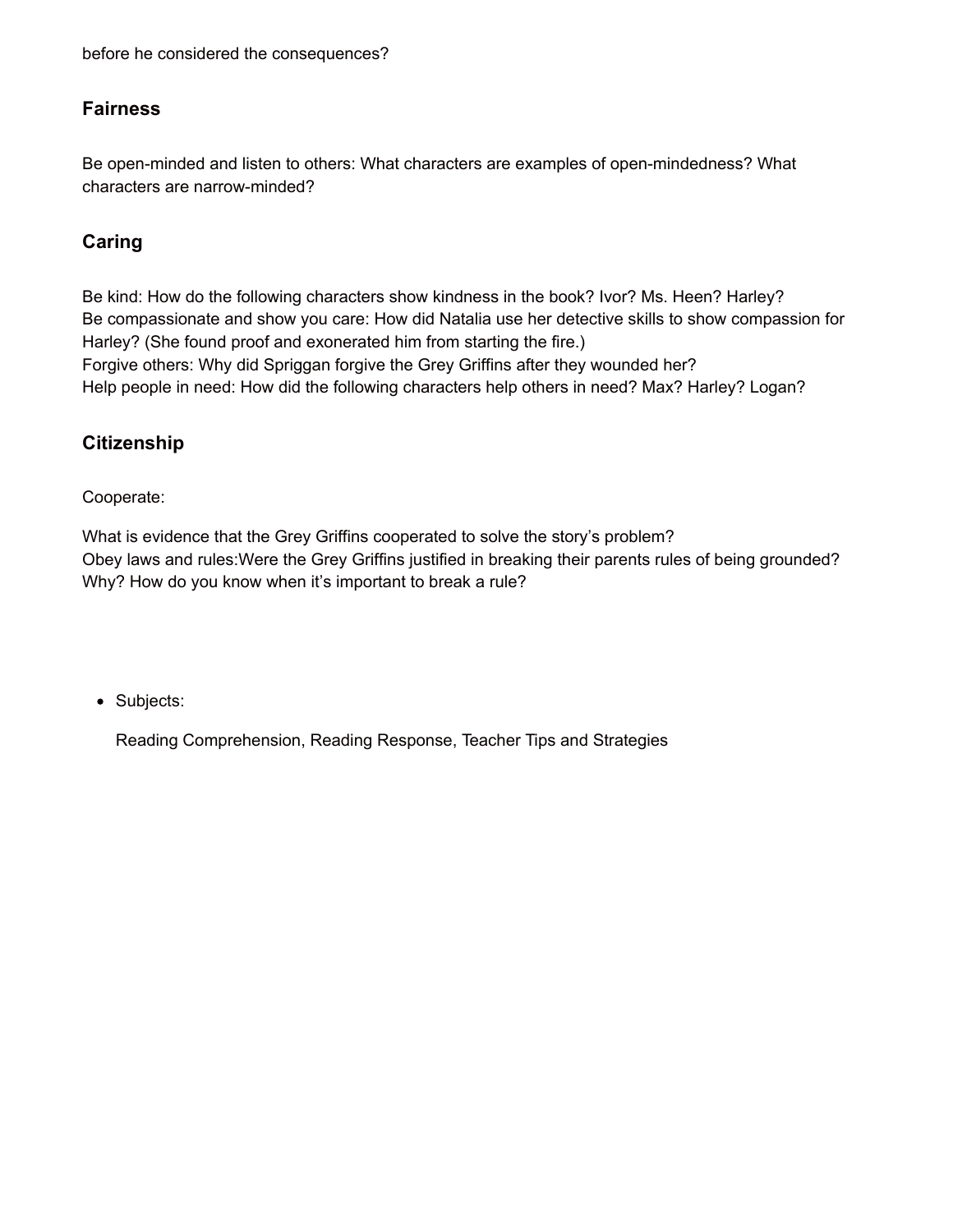before he considered the consequences?

## Fairness

Be open-minded and listen to others: What characters are examples of open-mindedness? What characters are narrow-minded?

## Caring

Be kind: How do the following characters show kindness in the book? Ivor? Ms. Heen? Harley?
Be compassionate and show you care: How did Natalia use her detective skills to show compassion for Harley? (She found proof and exonerated him from starting the fire.)
Forgive others: Why did Spriggan forgive the Grey Griffins after they wounded her?
Help people in need: How did the following characters help others in need? Max? Harley? Logan?

## Citizenship

Cooperate:

What is evidence that the Grey Griffins cooperated to solve the story's problem?
Obey laws and rules:Were the Grey Griffins justified in breaking their parents rules of being grounded? Why? How do you know when it's important to break a rule?

- Subjects:

  Reading Comprehension, Reading Response, Teacher Tips and Strategies